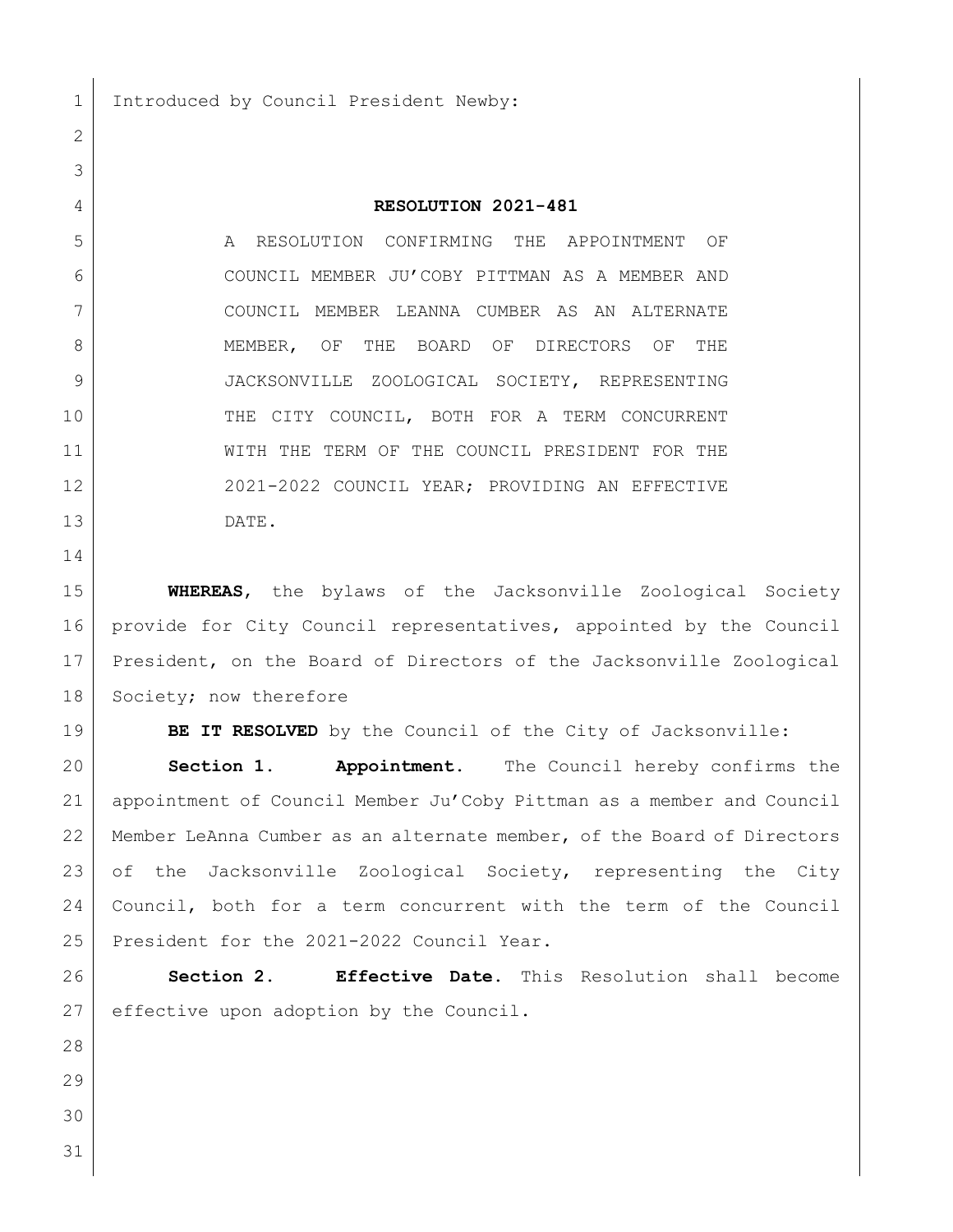Introduced by Council President Newby:

# RESOLUTION 2021-481

A RESOLUTION CONFIRMING THE APPOINTMENT OF COUNCIL MEMBER JU'COBY PITTMAN AS A MEMBER AND COUNCIL MEMBER LEANNA CUMBER AS AN ALTERNATE MEMBER, OF THE BOARD OF DIRECTORS OF THE JACKSONVILLE ZOOLOGICAL SOCIETY, REPRESENTING THE CITY COUNCIL, BOTH FOR A TERM CONCURRENT WITH THE TERM OF THE COUNCIL PRESIDENT FOR THE 2021-2022 COUNCIL YEAR; PROVIDING AN EFFECTIVE DATE.

**WHEREAS**, the bylaws of the Jacksonville Zoological Society provide for City Council representatives, appointed by the Council President, on the Board of Directors of the Jacksonville Zoological Society; now therefore

**BE IT RESOLVED** by the Council of the City of Jacksonville:

**Section 1. Appointment.** The Council hereby confirms the appointment of Council Member Ju'Coby Pittman as a member and Council Member LeAnna Cumber as an alternate member, of the Board of Directors of the Jacksonville Zoological Society, representing the City Council, both for a term concurrent with the term of the Council President for the 2021-2022 Council Year.

**Section 2. Effective Date.** This Resolution shall become effective upon adoption by the Council.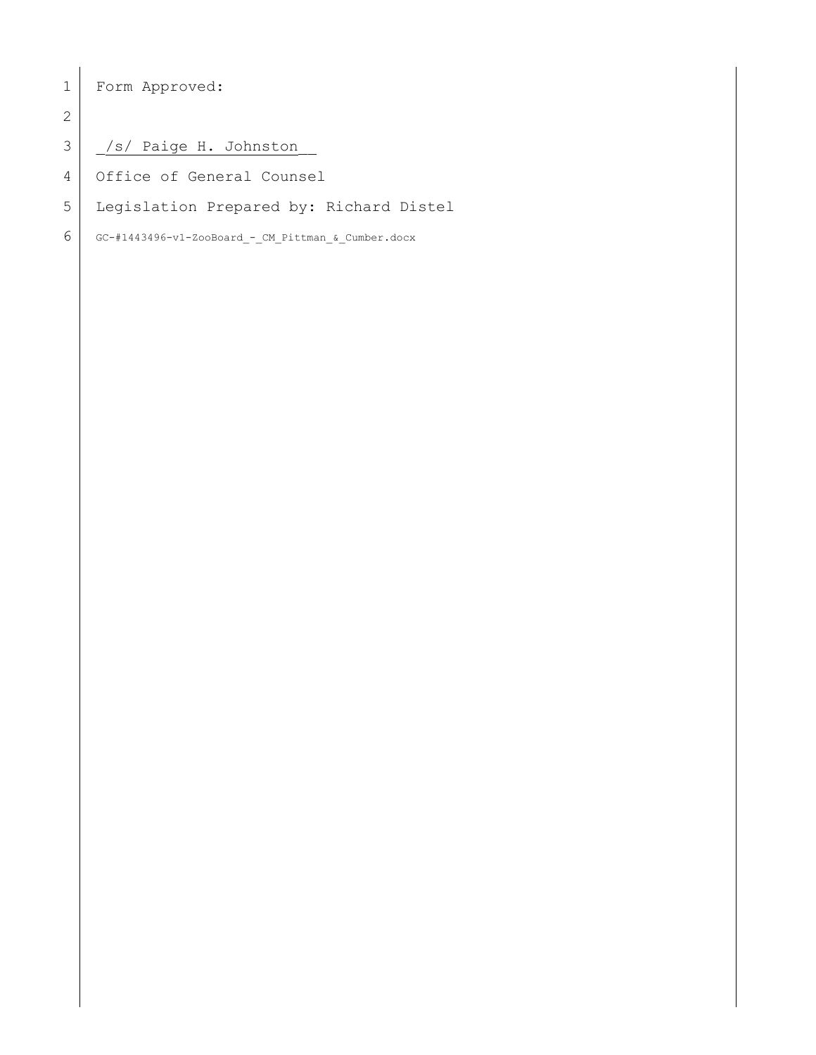Form Approved:

_/s/ Paige H. Johnston__

Office of General Counsel

Legislation Prepared by: Richard Distel

GC-#1443496-v1-ZooBoard_-_CM_Pittman_&_Cumber.docx